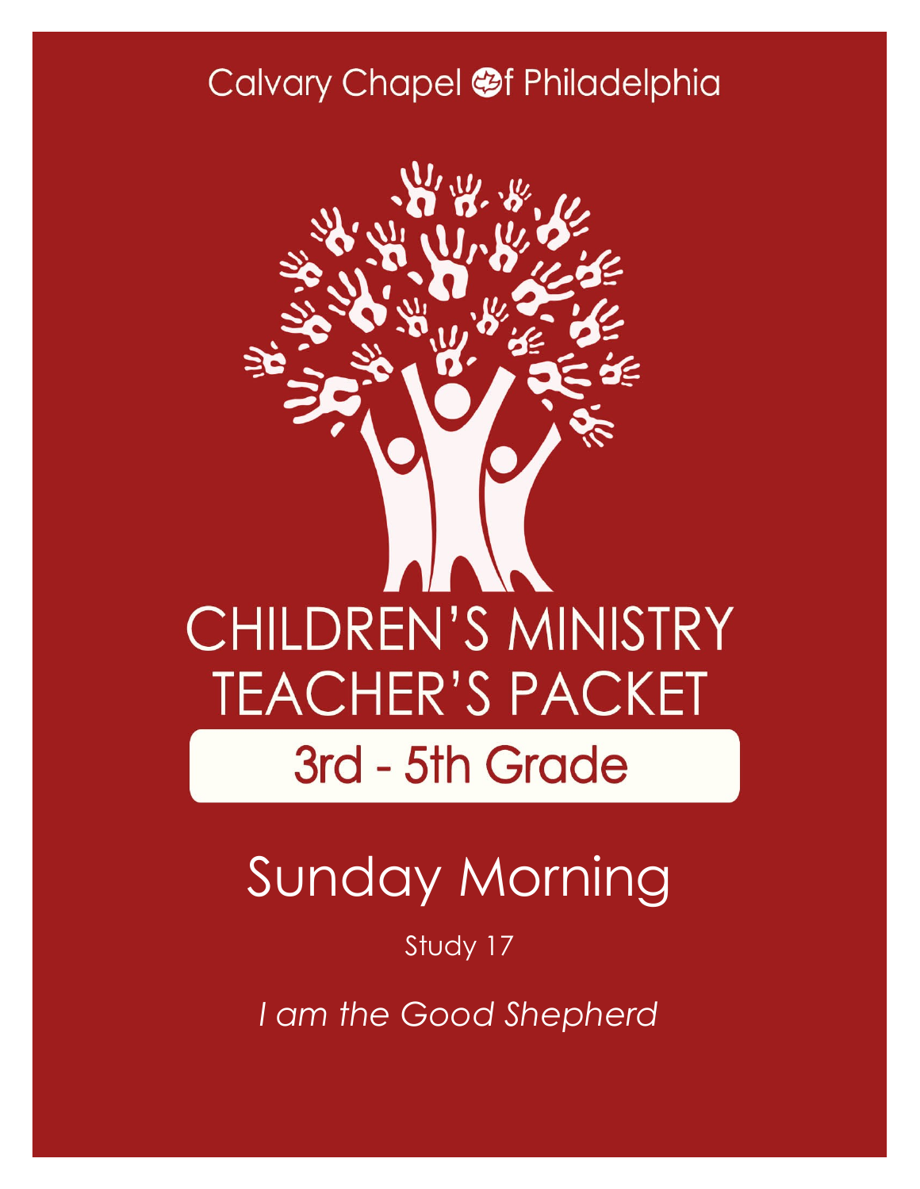Calvary Chapel of Philadelphia

# CHILDREN'S MINISTRY TEACHER'S PACKET

## 3rd - 5th Grade

# Sunday Morning

Study 17

*I am the Good Shepherd*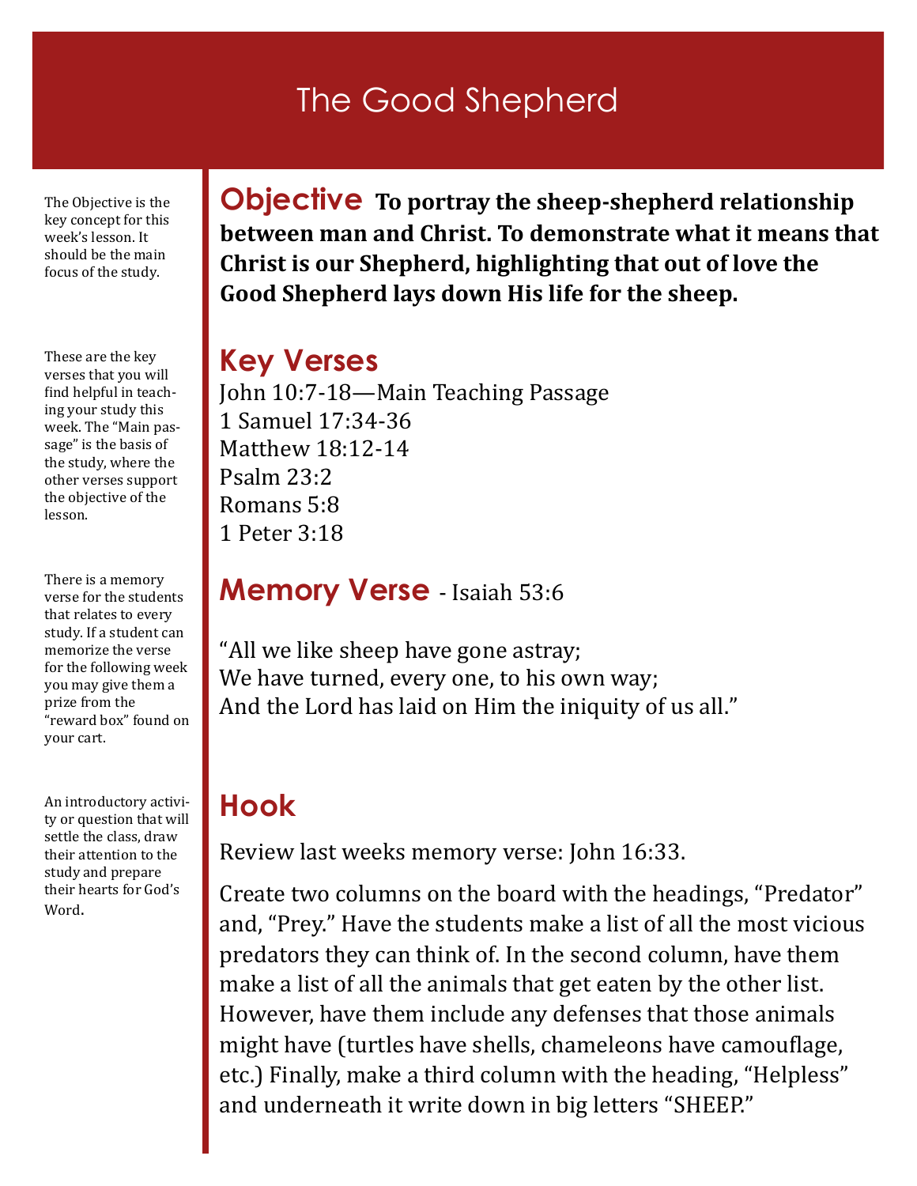# The Good Shepherd

The Objective is the key concept for this week's lesson. It should be the main focus of the study.

## Objective

**To portray the sheep-shepherd relationship between man and Christ. To demonstrate what it means that Christ is our Shepherd, highlighting that out of love the Good Shepherd lays down His life for the sheep.**

These are the key verses that you will find helpful in teaching your study this week. The "Main passage" is the basis of the study, where the other verses support the objective of the lesson.

## Key Verses

John 10:7-18—Main Teaching Passage
1 Samuel 17:34-36
Matthew 18:12-14
Psalm 23:2
Romans 5:8
1 Peter 3:18

There is a memory verse for the students that relates to every study. If a student can memorize the verse for the following week you may give them a prize from the "reward box" found on your cart.

## Memory Verse - Isaiah 53:6

"All we like sheep have gone astray;
We have turned, every one, to his own way;
And the Lord has laid on Him the iniquity of us all."

An introductory activity or question that will settle the class, draw their attention to the study and prepare their hearts for God's Word.

## Hook

Review last weeks memory verse: John 16:33.

Create two columns on the board with the headings, "Predator" and, "Prey." Have the students make a list of all the most vicious predators they can think of. In the second column, have them make a list of all the animals that get eaten by the other list. However, have them include any defenses that those animals might have (turtles have shells, chameleons have camouflage, etc.) Finally, make a third column with the heading, "Helpless" and underneath it write down in big letters "SHEEP."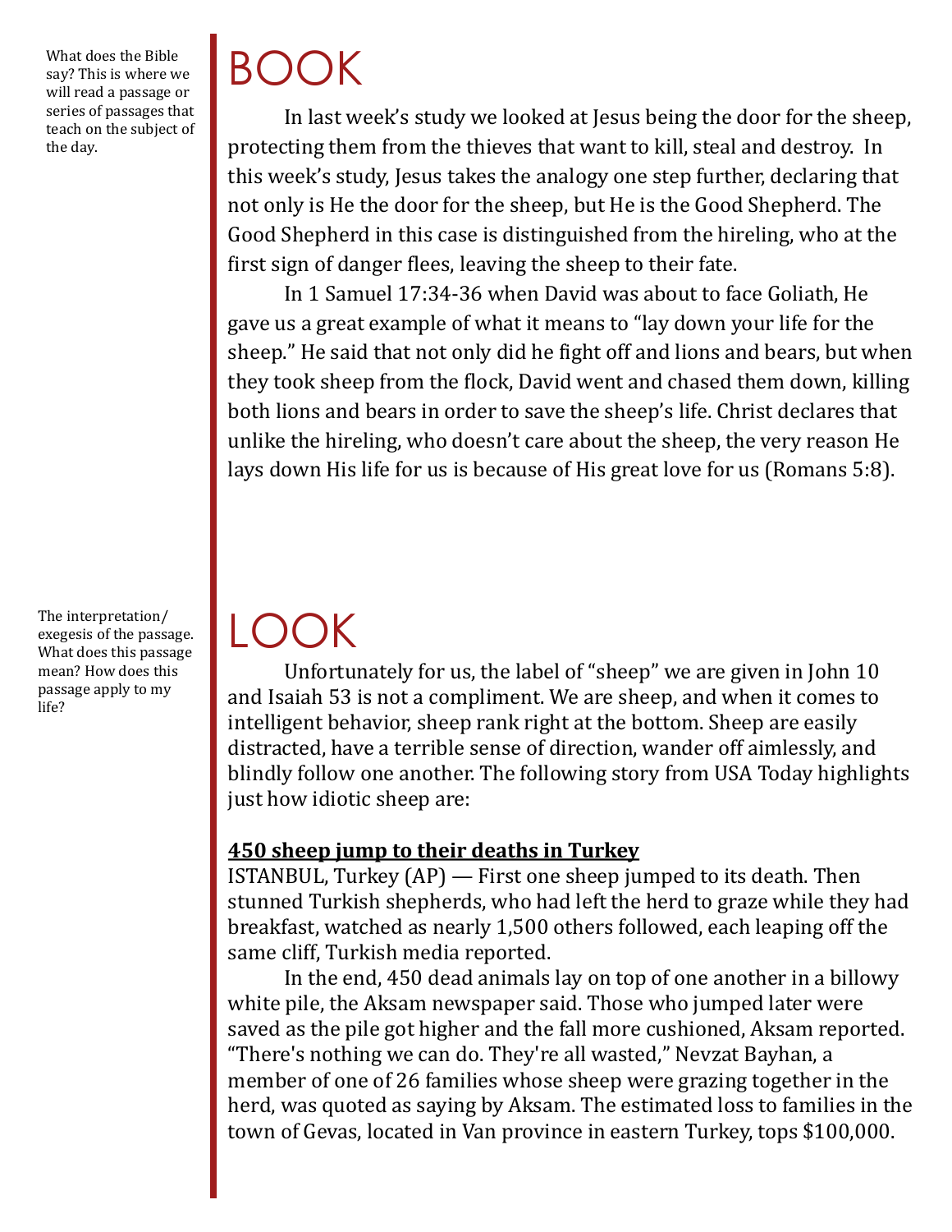What does the Bible say? This is where we will read a passage or series of passages that teach on the subject of the day.

# BOOK

In last week's study we looked at Jesus being the door for the sheep, protecting them from the thieves that want to kill, steal and destroy. In this week's study, Jesus takes the analogy one step further, declaring that not only is He the door for the sheep, but He is the Good Shepherd. The Good Shepherd in this case is distinguished from the hireling, who at the first sign of danger flees, leaving the sheep to their fate.

In 1 Samuel 17:34-36 when David was about to face Goliath, He gave us a great example of what it means to "lay down your life for the sheep." He said that not only did he fight off and lions and bears, but when they took sheep from the flock, David went and chased them down, killing both lions and bears in order to save the sheep's life. Christ declares that unlike the hireling, who doesn't care about the sheep, the very reason He lays down His life for us is because of His great love for us (Romans 5:8).

The interpretation/exegesis of the passage. What does this passage mean? How does this passage apply to my life?

# LOOK

Unfortunately for us, the label of "sheep" we are given in John 10 and Isaiah 53 is not a compliment. We are sheep, and when it comes to intelligent behavior, sheep rank right at the bottom. Sheep are easily distracted, have a terrible sense of direction, wander off aimlessly, and blindly follow one another. The following story from USA Today highlights just how idiotic sheep are:

**450 sheep jump to their deaths in Turkey**

ISTANBUL, Turkey (AP) — First one sheep jumped to its death. Then stunned Turkish shepherds, who had left the herd to graze while they had breakfast, watched as nearly 1,500 others followed, each leaping off the same cliff, Turkish media reported.

In the end, 450 dead animals lay on top of one another in a billowy white pile, the Aksam newspaper said. Those who jumped later were saved as the pile got higher and the fall more cushioned, Aksam reported. "There's nothing we can do. They're all wasted," Nevzat Bayhan, a member of one of 26 families whose sheep were grazing together in the herd, was quoted as saying by Aksam. The estimated loss to families in the town of Gevas, located in Van province in eastern Turkey, tops $100,000.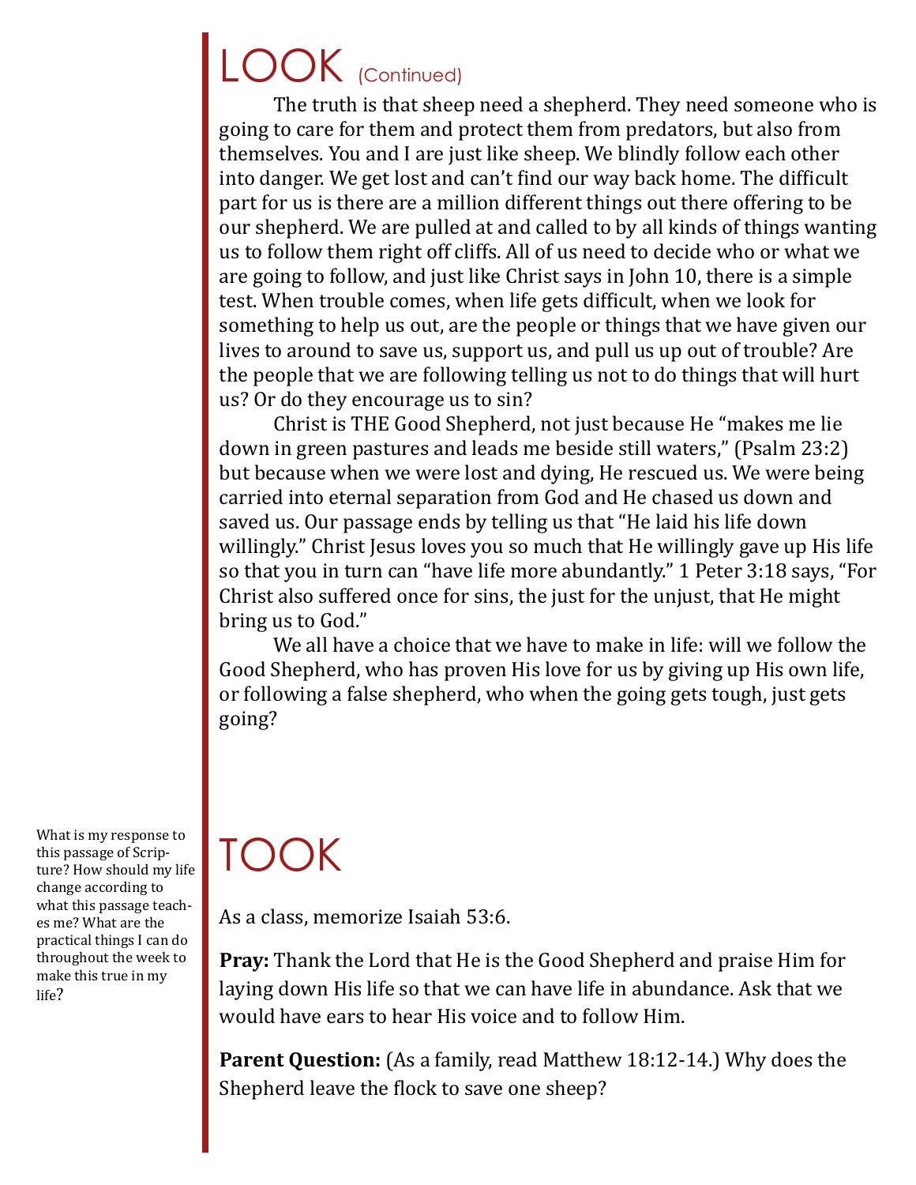# LOOK (Continued)

The truth is that sheep need a shepherd. They need someone who is going to care for them and protect them from predators, but also from themselves. You and I are just like sheep. We blindly follow each other into danger. We get lost and can't find our way back home. The difficult part for us is there are a million different things out there offering to be our shepherd. We are pulled at and called to by all kinds of things wanting us to follow them right off cliffs. All of us need to decide who or what we are going to follow, and just like Christ says in John 10, there is a simple test. When trouble comes, when life gets difficult, when we look for something to help us out, are the people or things that we have given our lives to around to save us, support us, and pull us up out of trouble? Are the people that we are following telling us not to do things that will hurt us? Or do they encourage us to sin?

Christ is THE Good Shepherd, not just because He "makes me lie down in green pastures and leads me beside still waters," (Psalm 23:2) but because when we were lost and dying, He rescued us. We were being carried into eternal separation from God and He chased us down and saved us. Our passage ends by telling us that "He laid his life down willingly." Christ Jesus loves you so much that He willingly gave up His life so that you in turn can "have life more abundantly." 1 Peter 3:18 says, "For Christ also suffered once for sins, the just for the unjust, that He might bring us to God."

We all have a choice that we have to make in life: will we follow the Good Shepherd, who has proven His love for us by giving up His own life, or following a false shepherd, who when the going gets tough, just gets going?

# TOOK

What is my response to this passage of Scripture? How should my life change according to what this passage teaches me? What are the practical things I can do throughout the week to make this true in my life?

As a class, memorize Isaiah 53:6.

**Pray:** Thank the Lord that He is the Good Shepherd and praise Him for laying down His life so that we can have life in abundance. Ask that we would have ears to hear His voice and to follow Him.

**Parent Question:** (As a family, read Matthew 18:12-14.) Why does the Shepherd leave the flock to save one sheep?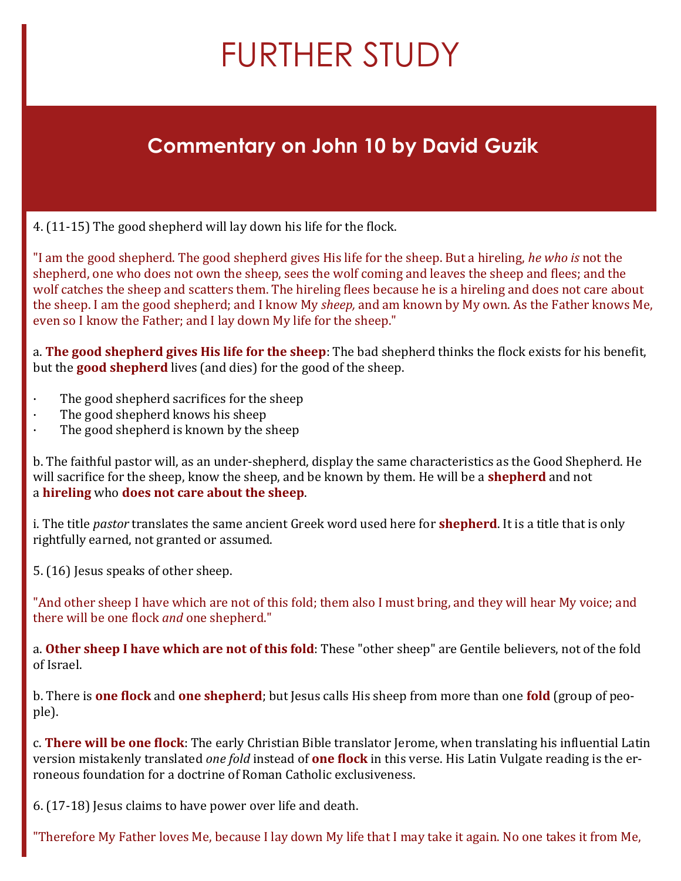# FURTHER STUDY

## Commentary on John 10 by David Guzik

4. (11-15) The good shepherd will lay down his life for the flock.

"I am the good shepherd. The good shepherd gives His life for the sheep. But a hireling, *he who is* not the shepherd, one who does not own the sheep, sees the wolf coming and leaves the sheep and flees; and the wolf catches the sheep and scatters them. The hireling flees because he is a hireling and does not care about the sheep. I am the good shepherd; and I know My *sheep,* and am known by My own. As the Father knows Me, even so I know the Father; and I lay down My life for the sheep."

a. **The good shepherd gives His life for the sheep**: The bad shepherd thinks the flock exists for his benefit, but the **good shepherd** lives (and dies) for the good of the sheep.

- The good shepherd sacrifices for the sheep
- The good shepherd knows his sheep
- The good shepherd is known by the sheep

b. The faithful pastor will, as an under-shepherd, display the same characteristics as the Good Shepherd. He will sacrifice for the sheep, know the sheep, and be known by them. He will be a **shepherd** and not a **hireling** who **does not care about the sheep**.

i. The title *pastor* translates the same ancient Greek word used here for **shepherd**. It is a title that is only rightfully earned, not granted or assumed.

5. (16) Jesus speaks of other sheep.

"And other sheep I have which are not of this fold; them also I must bring, and they will hear My voice; and there will be one flock *and* one shepherd."

a. **Other sheep I have which are not of this fold**: These "other sheep" are Gentile believers, not of the fold of Israel.

b. There is **one flock** and **one shepherd**; but Jesus calls His sheep from more than one **fold** (group of people).

c. **There will be one flock**: The early Christian Bible translator Jerome, when translating his influential Latin version mistakenly translated *one fold* instead of **one flock** in this verse. His Latin Vulgate reading is the erroneous foundation for a doctrine of Roman Catholic exclusiveness.

6. (17-18) Jesus claims to have power over life and death.

"Therefore My Father loves Me, because I lay down My life that I may take it again. No one takes it from Me,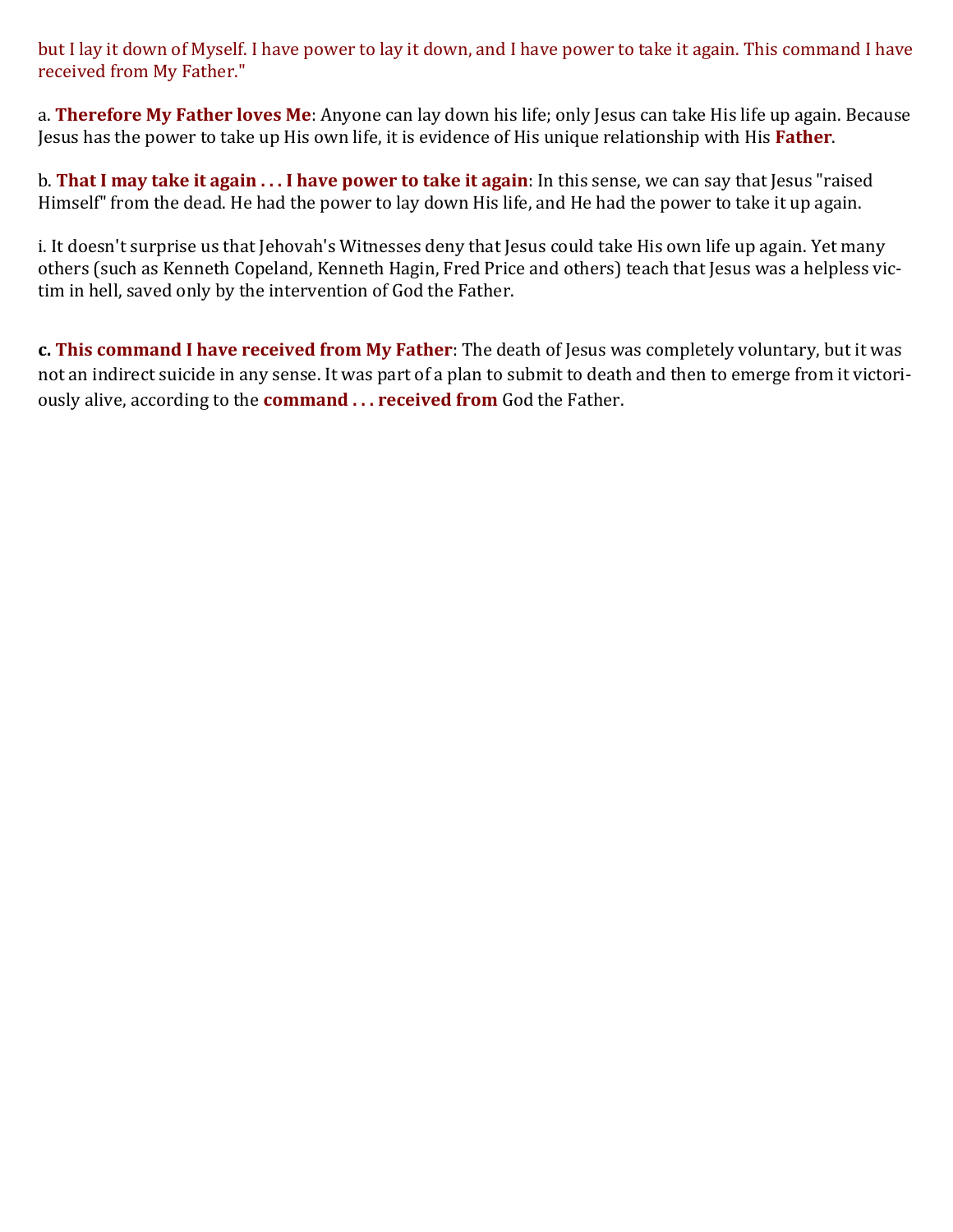but I lay it down of Myself. I have power to lay it down, and I have power to take it again. This command I have received from My Father."

a. **Therefore My Father loves Me**: Anyone can lay down his life; only Jesus can take His life up again. Because Jesus has the power to take up His own life, it is evidence of His unique relationship with His **Father**.

b. **That I may take it again . . . I have power to take it again**: In this sense, we can say that Jesus "raised Himself" from the dead. He had the power to lay down His life, and He had the power to take it up again.

i. It doesn't surprise us that Jehovah's Witnesses deny that Jesus could take His own life up again. Yet many others (such as Kenneth Copeland, Kenneth Hagin, Fred Price and others) teach that Jesus was a helpless victim in hell, saved only by the intervention of God the Father.

**c. This command I have received from My Father**: The death of Jesus was completely voluntary, but it was not an indirect suicide in any sense. It was part of a plan to submit to death and then to emerge from it victoriously alive, according to the **command . . . received from** God the Father.